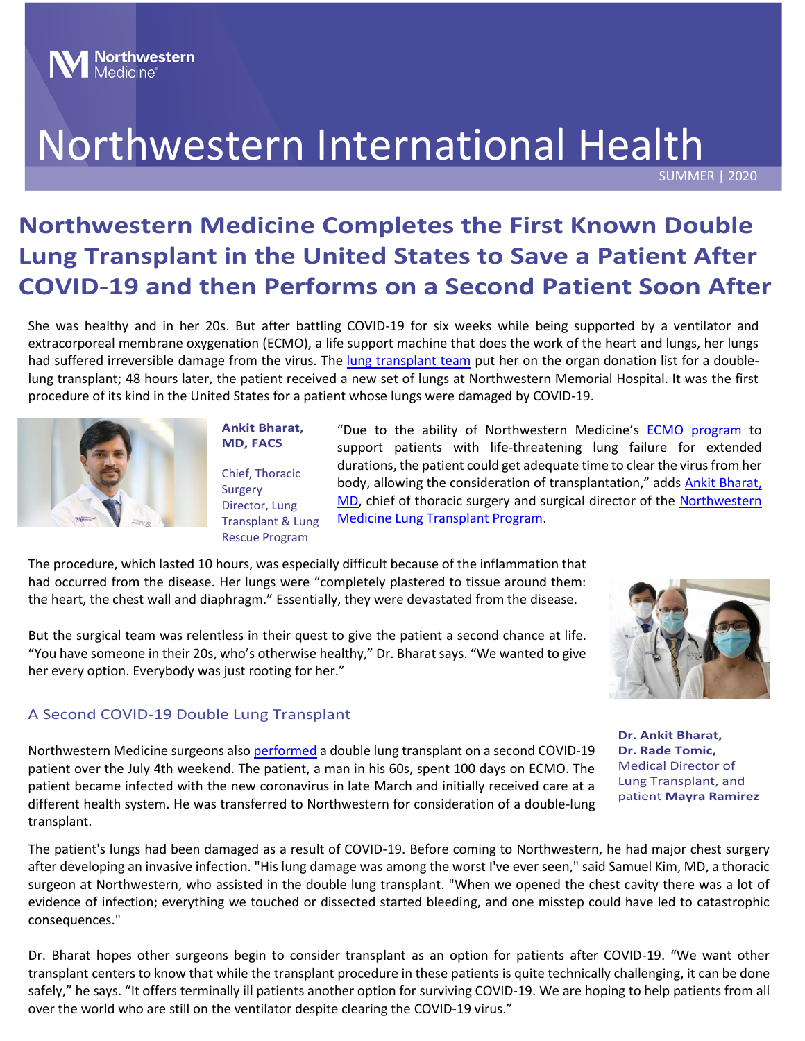Northwestern Medicine

# Northwestern International Health

SUMMER | 2020

## Northwestern Medicine Completes the First Known Double Lung Transplant in the United States to Save a Patient After COVID-19 and then Performs on a Second Patient Soon After

She was healthy and in her 20s. But after battling COVID-19 for six weeks while being supported by a ventilator and extracorporeal membrane oxygenation (ECMO), a life support machine that does the work of the heart and lungs, her lungs had suffered irreversible damage from the virus. The lung transplant team put her on the organ donation list for a double-lung transplant; 48 hours later, the patient received a new set of lungs at Northwestern Memorial Hospital. It was the first procedure of its kind in the United States for a patient whose lungs were damaged by COVID-19.

**Ankit Bharat, MD, FACS**

Chief, Thoracic Surgery
Director, Lung Transplant & Lung Rescue Program

"Due to the ability of Northwestern Medicine's ECMO program to support patients with life-threatening lung failure for extended durations, the patient could get adequate time to clear the virus from her body, allowing the consideration of transplantation," adds Ankit Bharat, MD, chief of thoracic surgery and surgical director of the Northwestern Medicine Lung Transplant Program.

The procedure, which lasted 10 hours, was especially difficult because of the inflammation that had occurred from the disease. Her lungs were "completely plastered to tissue around them: the heart, the chest wall and diaphragm." Essentially, they were devastated from the disease.

But the surgical team was relentless in their quest to give the patient a second chance at life. "You have someone in their 20s, who's otherwise healthy," Dr. Bharat says. "We wanted to give her every option. Everybody was just rooting for her."

**Dr. Ankit Bharat, Dr. Rade Tomic,** Medical Director of Lung Transplant, and patient **Mayra Ramirez**

### A Second COVID-19 Double Lung Transplant

Northwestern Medicine surgeons also performed a double lung transplant on a second COVID-19 patient over the July 4th weekend. The patient, a man in his 60s, spent 100 days on ECMO. The patient became infected with the new coronavirus in late March and initially received care at a different health system. He was transferred to Northwestern for consideration of a double-lung transplant.

The patient's lungs had been damaged as a result of COVID-19. Before coming to Northwestern, he had major chest surgery after developing an invasive infection. "His lung damage was among the worst I've ever seen," said Samuel Kim, MD, a thoracic surgeon at Northwestern, who assisted in the double lung transplant. "When we opened the chest cavity there was a lot of evidence of infection; everything we touched or dissected started bleeding, and one misstep could have led to catastrophic consequences."

Dr. Bharat hopes other surgeons begin to consider transplant as an option for patients after COVID-19. "We want other transplant centers to know that while the transplant procedure in these patients is quite technically challenging, it can be done safely," he says. "It offers terminally ill patients another option for surviving COVID-19. We are hoping to help patients from all over the world who are still on the ventilator despite clearing the COVID-19 virus."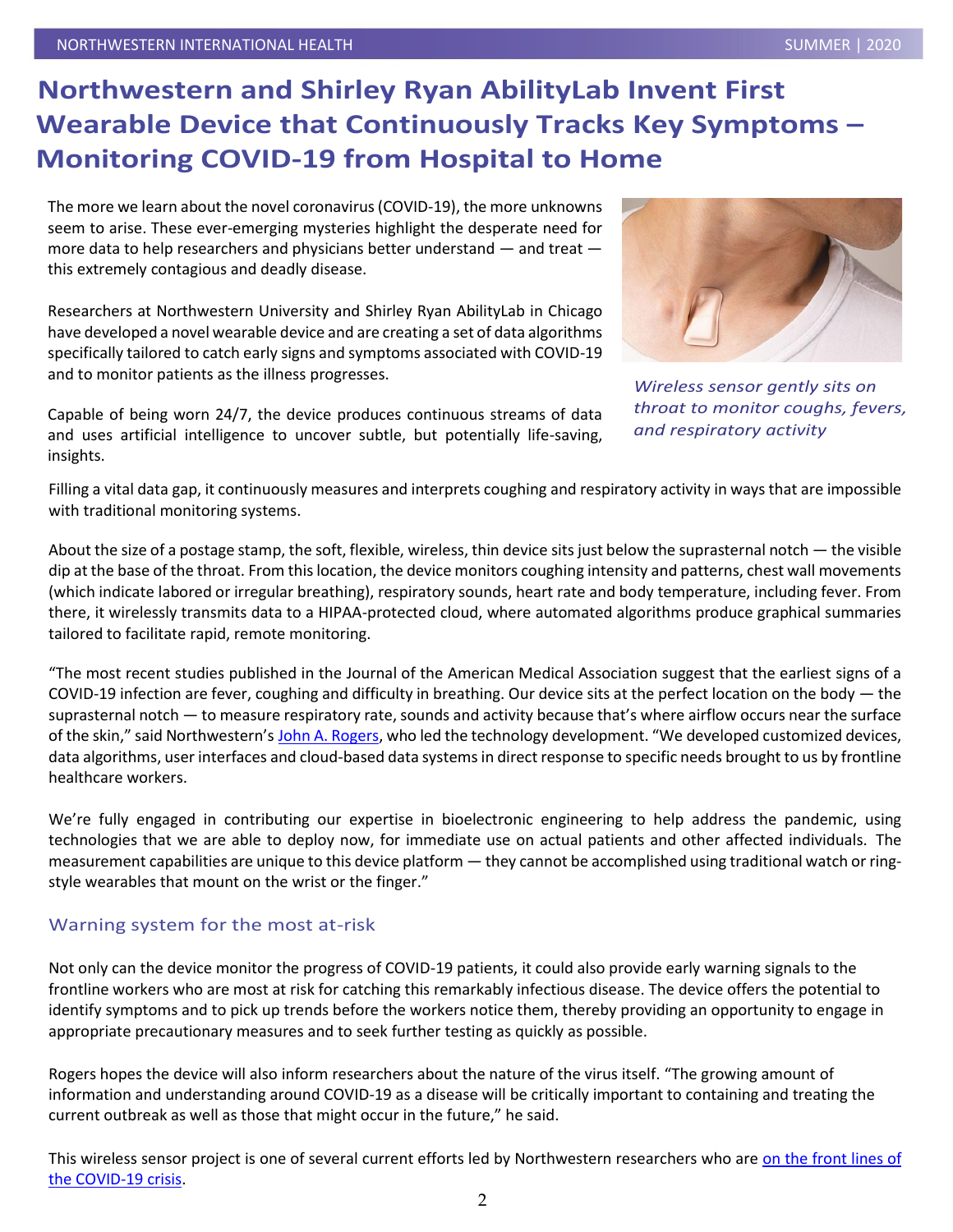# Northwestern and Shirley Ryan AbilityLab Invent First Wearable Device that Continuously Tracks Key Symptoms – Monitoring COVID-19 from Hospital to Home

The more we learn about the novel coronavirus (COVID-19), the more unknowns seem to arise. These ever-emerging mysteries highlight the desperate need for more data to help researchers and physicians better understand — and treat — this extremely contagious and deadly disease.

Researchers at Northwestern University and Shirley Ryan AbilityLab in Chicago have developed a novel wearable device and are creating a set of data algorithms specifically tailored to catch early signs and symptoms associated with COVID-19 and to monitor patients as the illness progresses.

*Wireless sensor gently sits on throat to monitor coughs, fevers, and respiratory activity*

Capable of being worn 24/7, the device produces continuous streams of data and uses artificial intelligence to uncover subtle, but potentially life-saving, insights.

Filling a vital data gap, it continuously measures and interprets coughing and respiratory activity in ways that are impossible with traditional monitoring systems.

About the size of a postage stamp, the soft, flexible, wireless, thin device sits just below the suprasternal notch — the visible dip at the base of the throat. From this location, the device monitors coughing intensity and patterns, chest wall movements (which indicate labored or irregular breathing), respiratory sounds, heart rate and body temperature, including fever. From there, it wirelessly transmits data to a HIPAA-protected cloud, where automated algorithms produce graphical summaries tailored to facilitate rapid, remote monitoring.

"The most recent studies published in the Journal of the American Medical Association suggest that the earliest signs of a COVID-19 infection are fever, coughing and difficulty in breathing. Our device sits at the perfect location on the body — the suprasternal notch — to measure respiratory rate, sounds and activity because that's where airflow occurs near the surface of the skin," said Northwestern's John A. Rogers, who led the technology development. "We developed customized devices, data algorithms, user interfaces and cloud-based data systems in direct response to specific needs brought to us by frontline healthcare workers.

We're fully engaged in contributing our expertise in bioelectronic engineering to help address the pandemic, using technologies that we are able to deploy now, for immediate use on actual patients and other affected individuals. The measurement capabilities are unique to this device platform — they cannot be accomplished using traditional watch or ring-style wearables that mount on the wrist or the finger."

## Warning system for the most at-risk

Not only can the device monitor the progress of COVID-19 patients, it could also provide early warning signals to the frontline workers who are most at risk for catching this remarkably infectious disease. The device offers the potential to identify symptoms and to pick up trends before the workers notice them, thereby providing an opportunity to engage in appropriate precautionary measures and to seek further testing as quickly as possible.

Rogers hopes the device will also inform researchers about the nature of the virus itself. "The growing amount of information and understanding around COVID-19 as a disease will be critically important to containing and treating the current outbreak as well as those that might occur in the future," he said.

This wireless sensor project is one of several current efforts led by Northwestern researchers who are on the front lines of the COVID-19 crisis.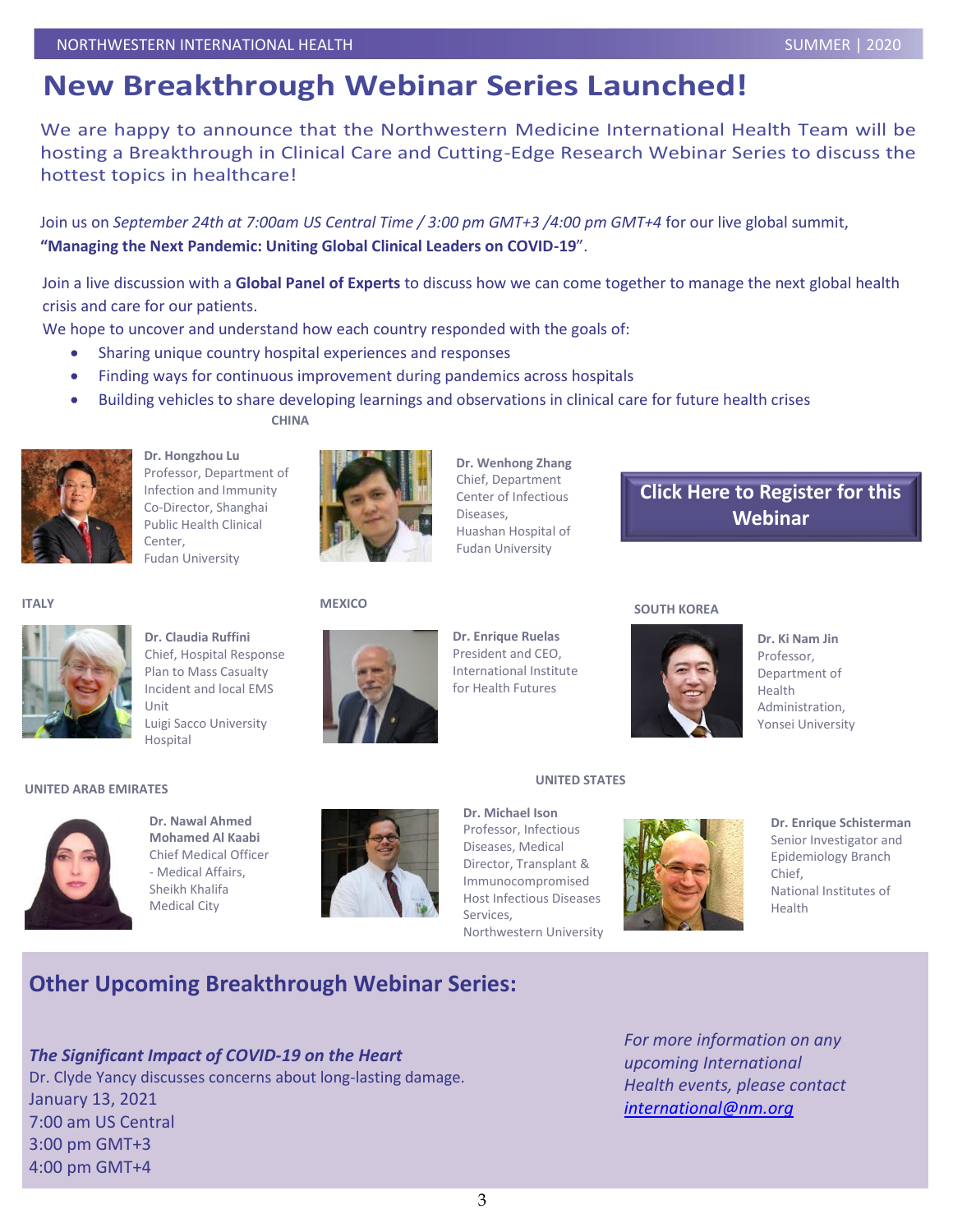# New Breakthrough Webinar Series Launched!

We are happy to announce that the Northwestern Medicine International Health Team will be hosting a Breakthrough in Clinical Care and Cutting-Edge Research Webinar Series to discuss the hottest topics in healthcare!

Join us on *September 24th at 7:00am US Central Time / 3:00 pm GMT+3 /4:00 pm GMT+4* for our live global summit, **"Managing the Next Pandemic: Uniting Global Clinical Leaders on COVID-19"**.

Join a live discussion with a **Global Panel of Experts** to discuss how we can come together to manage the next global health crisis and care for our patients.

We hope to uncover and understand how each country responded with the goals of:

- Sharing unique country hospital experiences and responses
- Finding ways for continuous improvement during pandemics across hospitals
- Building vehicles to share developing learnings and observations in clinical care for future health crises

**CHINA**

**Dr. Hongzhou Lu**
Professor, Department of Infection and Immunity
Co-Director, Shanghai Public Health Clinical Center,
Fudan University

**Dr. Wenhong Zhang**
Chief, Department Center of Infectious Diseases,
Huashan Hospital of Fudan University

**Click Here to Register for this Webinar**

**ITALY**

**Dr. Claudia Ruffini**
Chief, Hospital Response Plan to Mass Casualty Incident and local EMS Unit
Luigi Sacco University Hospital

**MEXICO**

**Dr. Enrique Ruelas**
President and CEO, International Institute for Health Futures

**SOUTH KOREA**

**Dr. Ki Nam Jin**
Professor, Department of Health Administration, Yonsei University

**UNITED ARAB EMIRATES**

**Dr. Nawal Ahmed Mohamed Al Kaabi**
Chief Medical Officer - Medical Affairs, Sheikh Khalifa Medical City

**UNITED STATES**

**Dr. Michael Ison**
Professor, Infectious Diseases, Medical Director, Transplant & Immunocompromised Host Infectious Diseases Services,
Northwestern University

**Dr. Enrique Schisterman**
Senior Investigator and Epidemiology Branch Chief,
National Institutes of Health

## Other Upcoming Breakthrough Webinar Series:

***The Significant Impact of COVID-19 on the Heart***
Dr. Clyde Yancy discusses concerns about long-lasting damage.
January 13, 2021
7:00 am US Central
3:00 pm GMT+3
4:00 pm GMT+4

*For more information on any upcoming International Health events, please contact [international@nm.org](mailto:international@nm.org)*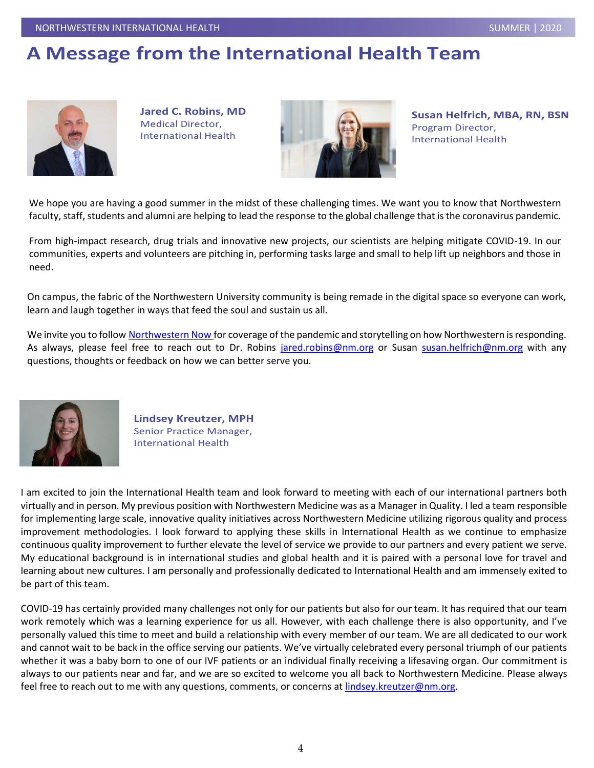# A Message from the International Health Team

**Jared C. Robins, MD**
Medical Director,
International Health

**Susan Helfrich, MBA, RN, BSN**
Program Director,
International Health

We hope you are having a good summer in the midst of these challenging times. We want you to know that Northwestern faculty, staff, students and alumni are helping to lead the response to the global challenge that is the coronavirus pandemic.

From high-impact research, drug trials and innovative new projects, our scientists are helping mitigate COVID-19. In our communities, experts and volunteers are pitching in, performing tasks large and small to help lift up neighbors and those in need.

On campus, the fabric of the Northwestern University community is being remade in the digital space so everyone can work, learn and laugh together in ways that feed the soul and sustain us all.

We invite you to follow Northwestern Now for coverage of the pandemic and storytelling on how Northwestern is responding. As always, please feel free to reach out to Dr. Robins jared.robins@nm.org or Susan susan.helfrich@nm.org with any questions, thoughts or feedback on how we can better serve you.

**Lindsey Kreutzer, MPH**
Senior Practice Manager,
International Health

I am excited to join the International Health team and look forward to meeting with each of our international partners both virtually and in person. My previous position with Northwestern Medicine was as a Manager in Quality. I led a team responsible for implementing large scale, innovative quality initiatives across Northwestern Medicine utilizing rigorous quality and process improvement methodologies. I look forward to applying these skills in International Health as we continue to emphasize continuous quality improvement to further elevate the level of service we provide to our partners and every patient we serve. My educational background is in international studies and global health and it is paired with a personal love for travel and learning about new cultures. I am personally and professionally dedicated to International Health and am immensely exited to be part of this team.

COVID-19 has certainly provided many challenges not only for our patients but also for our team. It has required that our team work remotely which was a learning experience for us all. However, with each challenge there is also opportunity, and I've personally valued this time to meet and build a relationship with every member of our team. We are all dedicated to our work and cannot wait to be back in the office serving our patients. We've virtually celebrated every personal triumph of our patients whether it was a baby born to one of our IVF patients or an individual finally receiving a lifesaving organ. Our commitment is always to our patients near and far, and we are so excited to welcome you all back to Northwestern Medicine. Please always feel free to reach out to me with any questions, comments, or concerns at lindsey.kreutzer@nm.org.